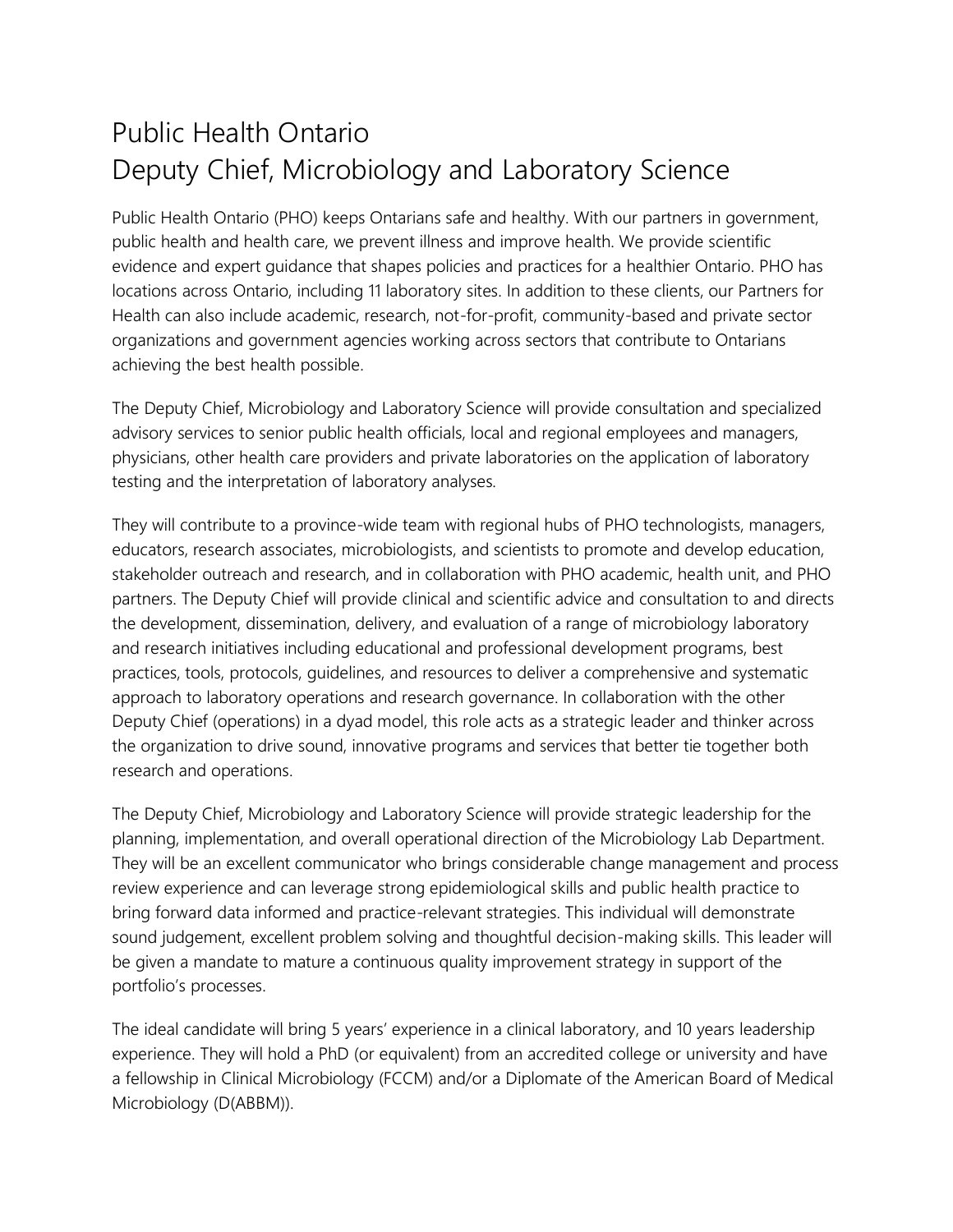# Public Health Ontario
# Deputy Chief, Microbiology and Laboratory Science

Public Health Ontario (PHO) keeps Ontarians safe and healthy. With our partners in government, public health and health care, we prevent illness and improve health. We provide scientific evidence and expert guidance that shapes policies and practices for a healthier Ontario. PHO has locations across Ontario, including 11 laboratory sites. In addition to these clients, our Partners for Health can also include academic, research, not-for-profit, community-based and private sector organizations and government agencies working across sectors that contribute to Ontarians achieving the best health possible.

The Deputy Chief, Microbiology and Laboratory Science will provide consultation and specialized advisory services to senior public health officials, local and regional employees and managers, physicians, other health care providers and private laboratories on the application of laboratory testing and the interpretation of laboratory analyses.

They will contribute to a province-wide team with regional hubs of PHO technologists, managers, educators, research associates, microbiologists, and scientists to promote and develop education, stakeholder outreach and research, and in collaboration with PHO academic, health unit, and PHO partners. The Deputy Chief will provide clinical and scientific advice and consultation to and directs the development, dissemination, delivery, and evaluation of a range of microbiology laboratory and research initiatives including educational and professional development programs, best practices, tools, protocols, guidelines, and resources to deliver a comprehensive and systematic approach to laboratory operations and research governance. In collaboration with the other Deputy Chief (operations) in a dyad model, this role acts as a strategic leader and thinker across the organization to drive sound, innovative programs and services that better tie together both research and operations.

The Deputy Chief, Microbiology and Laboratory Science will provide strategic leadership for the planning, implementation, and overall operational direction of the Microbiology Lab Department. They will be an excellent communicator who brings considerable change management and process review experience and can leverage strong epidemiological skills and public health practice to bring forward data informed and practice-relevant strategies. This individual will demonstrate sound judgement, excellent problem solving and thoughtful decision-making skills. This leader will be given a mandate to mature a continuous quality improvement strategy in support of the portfolio's processes.

The ideal candidate will bring 5 years' experience in a clinical laboratory, and 10 years leadership experience. They will hold a PhD (or equivalent) from an accredited college or university and have a fellowship in Clinical Microbiology (FCCM) and/or a Diplomate of the American Board of Medical Microbiology (D(ABBM)).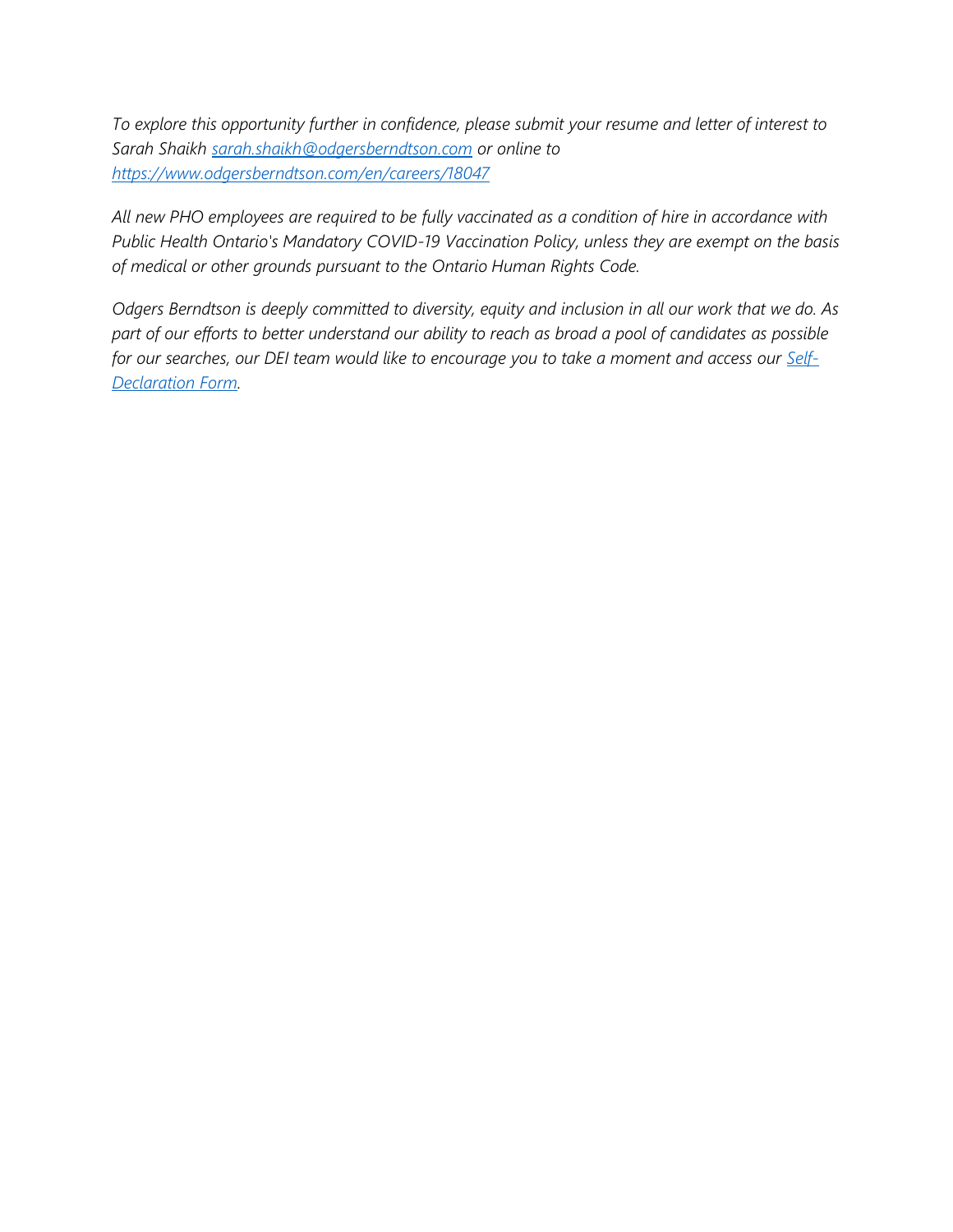*To explore this opportunity further in confidence, please submit your resume and letter of interest to Sarah Shaikh [sarah.shaikh@odgersberndtson.com](mailto:sarah.shaikh@odgersberndtson.com) or online to [https://www.odgersberndtson.com/en/careers/18047](https://www.odgersberndtson.com/en/careers/18047)*

*All new PHO employees are required to be fully vaccinated as a condition of hire in accordance with Public Health Ontario's Mandatory COVID-19 Vaccination Policy, unless they are exempt on the basis of medical or other grounds pursuant to the Ontario Human Rights Code.*

*Odgers Berndtson is deeply committed to diversity, equity and inclusion in all our work that we do. As part of our efforts to better understand our ability to reach as broad a pool of candidates as possible for our searches, our DEI team would like to encourage you to take a moment and access our Self-Declaration Form.*